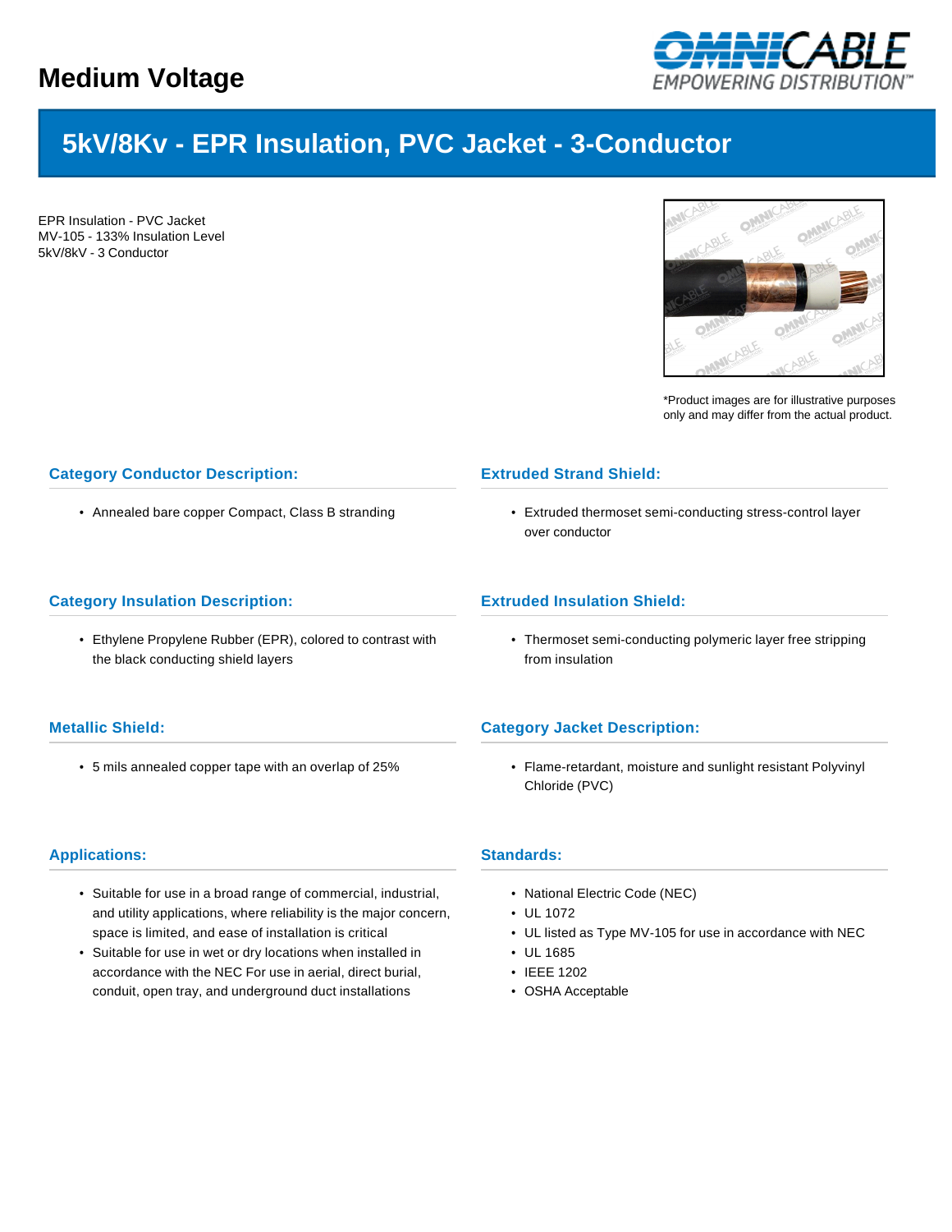# Medium Voltage

## 5kV/8Kv - EPR Insulation, PVC Jacket - 3-Conductor

EPR Insulation - PVC Jacket
MV-105 - 133% Insulation Level
5kV/8kV - 3 Conductor

*Product images are for illustrative purposes only and may differ from the actual product.

### Category Conductor Description:

- Annealed bare copper Compact, Class B stranding

### Extruded Strand Shield:

- Extruded thermoset semi-conducting stress-control layer over conductor

### Category Insulation Description:

- Ethylene Propylene Rubber (EPR), colored to contrast with the black conducting shield layers

### Extruded Insulation Shield:

- Thermoset semi-conducting polymeric layer free stripping from insulation

### Metallic Shield:

- 5 mils annealed copper tape with an overlap of 25%

### Category Jacket Description:

- Flame-retardant, moisture and sunlight resistant Polyvinyl Chloride (PVC)

### Applications:

- Suitable for use in a broad range of commercial, industrial, and utility applications, where reliability is the major concern, space is limited, and ease of installation is critical
- Suitable for use in wet or dry locations when installed in accordance with the NEC For use in aerial, direct burial, conduit, open tray, and underground duct installations

### Standards:

- National Electric Code (NEC)
- UL 1072
- UL listed as Type MV-105 for use in accordance with NEC
- UL 1685
- IEEE 1202
- OSHA Acceptable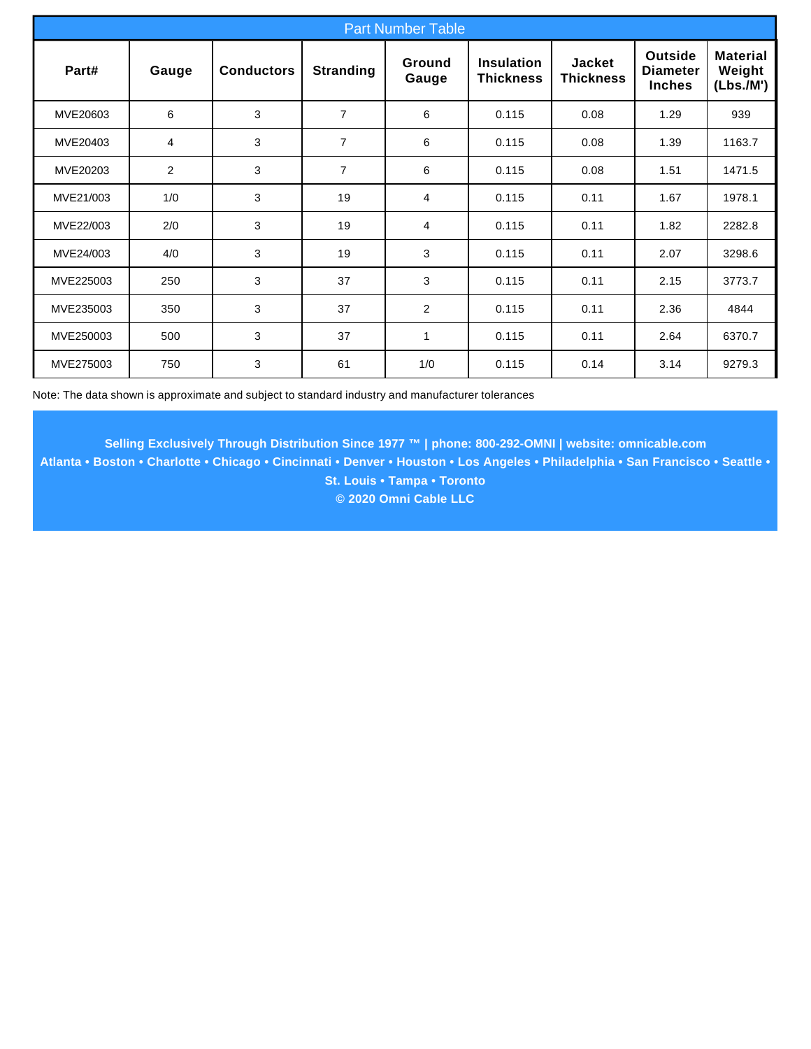Part Number Table

| Part# | Gauge | Conductors | Stranding | Ground Gauge | Insulation Thickness | Jacket Thickness | Outside Diameter Inches | Material Weight (Lbs./M') |
|---|---|---|---|---|---|---|---|---|
| MVE20603 | 6 | 3 | 7 | 6 | 0.115 | 0.08 | 1.29 | 939 |
| MVE20403 | 4 | 3 | 7 | 6 | 0.115 | 0.08 | 1.39 | 1163.7 |
| MVE20203 | 2 | 3 | 7 | 6 | 0.115 | 0.08 | 1.51 | 1471.5 |
| MVE21/003 | 1/0 | 3 | 19 | 4 | 0.115 | 0.11 | 1.67 | 1978.1 |
| MVE22/003 | 2/0 | 3 | 19 | 4 | 0.115 | 0.11 | 1.82 | 2282.8 |
| MVE24/003 | 4/0 | 3 | 19 | 3 | 0.115 | 0.11 | 2.07 | 3298.6 |
| MVE225003 | 250 | 3 | 37 | 3 | 0.115 | 0.11 | 2.15 | 3773.7 |
| MVE235003 | 350 | 3 | 37 | 2 | 0.115 | 0.11 | 2.36 | 4844 |
| MVE250003 | 500 | 3 | 37 | 1 | 0.115 | 0.11 | 2.64 | 6370.7 |
| MVE275003 | 750 | 3 | 61 | 1/0 | 0.115 | 0.14 | 3.14 | 9279.3 |

Note: The data shown is approximate and subject to standard industry and manufacturer tolerances

**Selling Exclusively Through Distribution Since 1977 ™ | phone: 800-292-OMNI | website: omnicable.com**
**Atlanta • Boston • Charlotte • Chicago • Cincinnati • Denver • Houston • Los Angeles • Philadelphia • San Francisco • Seattle • St. Louis • Tampa • Toronto**
**© 2020 Omni Cable LLC**